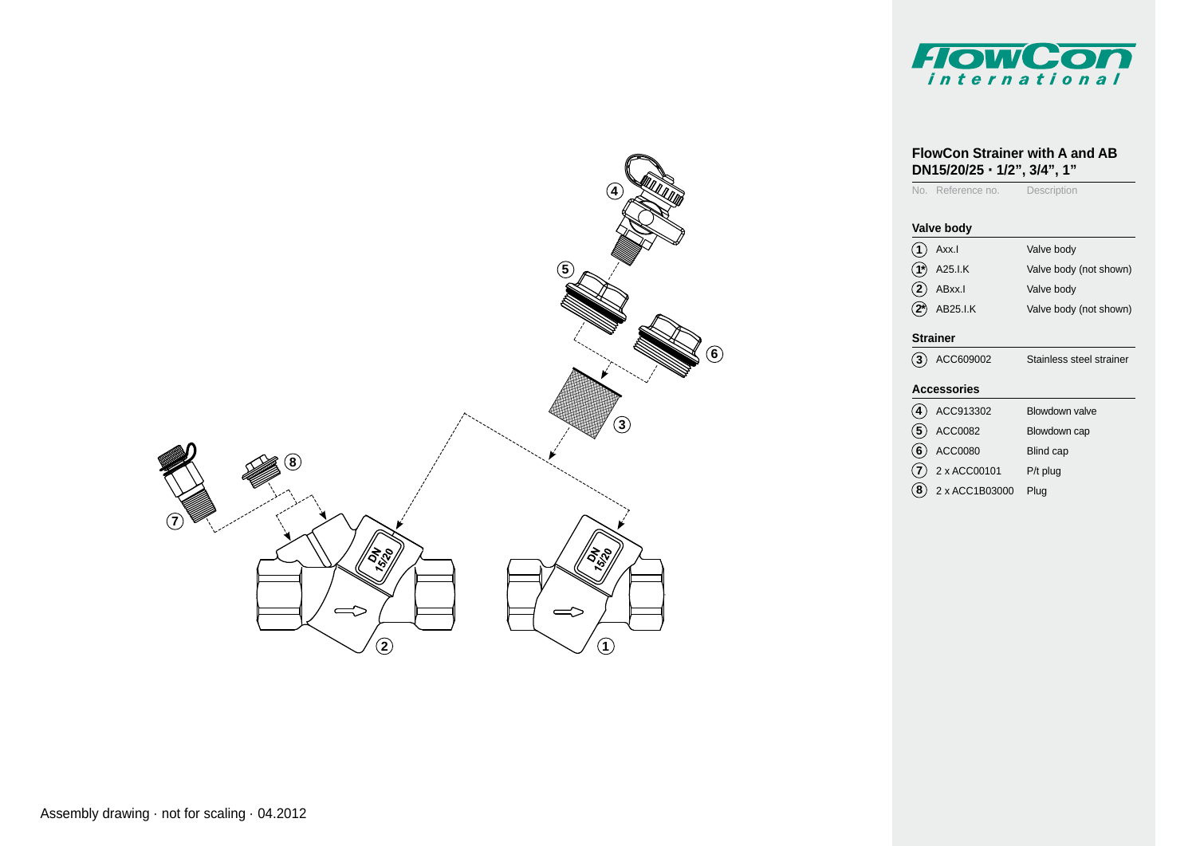FlowCon international

## FlowCon Strainer with A and AB DN15/20/25 · 1/2", 3/4", 1"

| No. | Reference no. | Description |
|---|---|---|
| **Valve body** | | |
| 1 | Axx.I | Valve body |
| 1* | A25.I.K | Valve body (not shown) |
| 2 | ABxx.I | Valve body |
| 2* | AB25.I.K | Valve body (not shown) |
| **Strainer** | | |
| 3 | ACC609002 | Stainless steel strainer |
| **Accessories** | | |
| 4 | ACC913302 | Blowdown valve |
| 5 | ACC0082 | Blowdown cap |
| 6 | ACC0080 | Blind cap |
| 7 | 2 x ACC00101 | P/t plug |
| 8 | 2 x ACC1B03000 | Plug |

Assembly drawing · not for scaling · 04.2012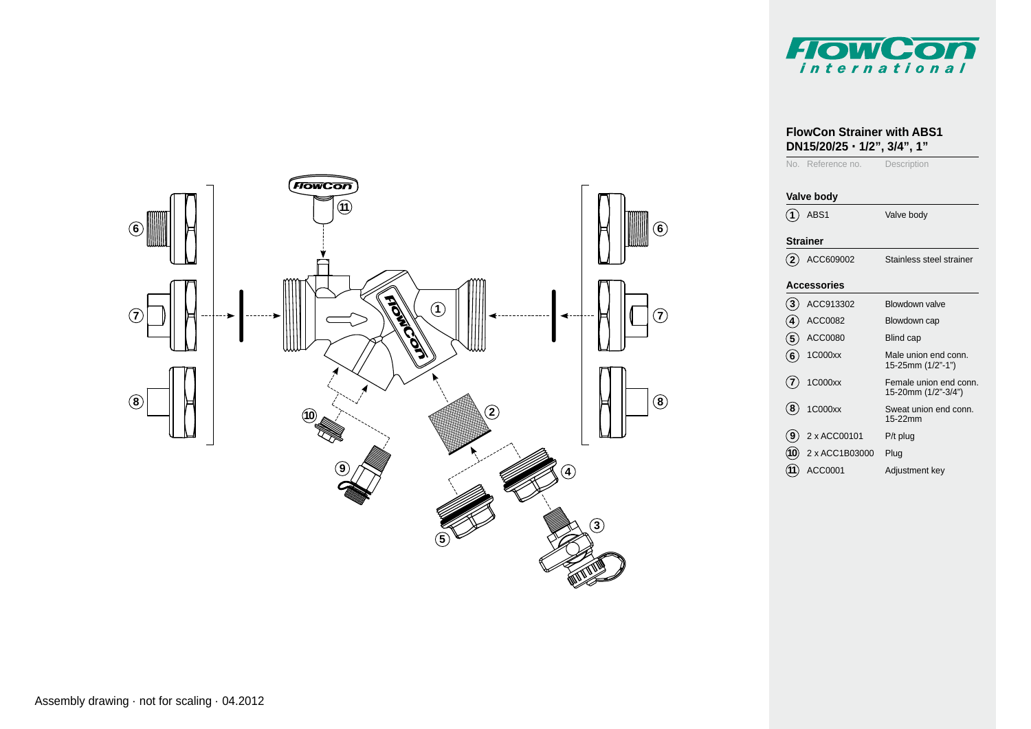## FlowCon Strainer with ABS1
### DN15/20/25 · 1/2", 3/4", 1"

| No. | Reference no. | Description |
|---|---|---|
| **Valve body** | | |
| 1 | ABS1 | Valve body |
| **Strainer** | | |
| 2 | ACC609002 | Stainless steel strainer |
| **Accessories** | | |
| 3 | ACC913302 | Blowdown valve |
| 4 | ACC0082 | Blowdown cap |
| 5 | ACC0080 | Blind cap |
| 6 | 1C000xx | Male union end conn. 15-25mm (1/2"-1") |
| 7 | 1C000xx | Female union end conn. 15-20mm (1/2"-3/4") |
| 8 | 1C000xx | Sweat union end conn. 15-22mm |
| 9 | 2 x ACC00101 | P/t plug |
| 10 | 2 x ACC1B03000 | Plug |
| 11 | ACC0001 | Adjustment key |

Assembly drawing · not for scaling · 04.2012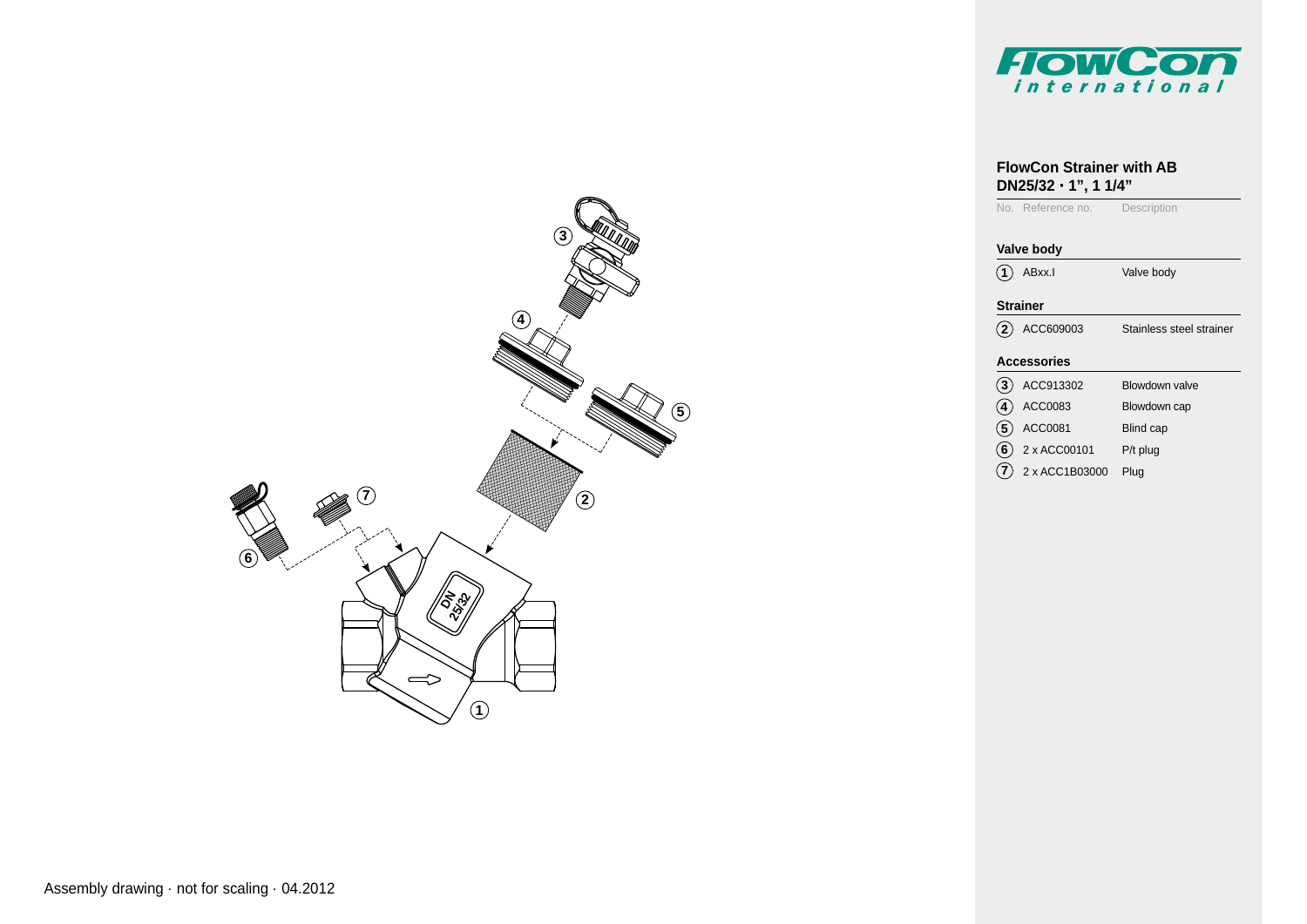## FlowCon Strainer with AB
## DN25/32 · 1", 1 1/4"

| No. | Reference no. | Description |
|---|---|---|
| **Valve body** | | |
| 1 | ABxx.I | Valve body |
| **Strainer** | | |
| 2 | ACC609003 | Stainless steel strainer |
| **Accessories** | | |
| 3 | ACC913302 | Blowdown valve |
| 4 | ACC0083 | Blowdown cap |
| 5 | ACC0081 | Blind cap |
| 6 | 2 x ACC00101 | P/t plug |
| 7 | 2 x ACC1B03000 | Plug |

Assembly drawing · not for scaling · 04.2012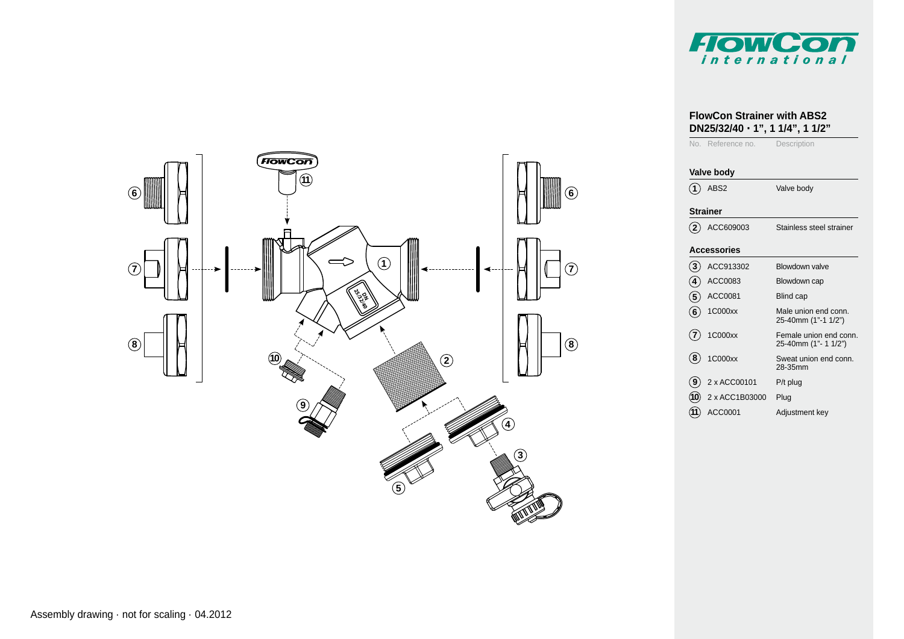FlowCon international

## FlowCon Strainer with ABS2
## DN25/32/40 · 1", 1 1/4", 1 1/2"

| No. | Reference no. | Description |
|---|---|---|
| **Valve body** | | |
| 1 | ABS2 | Valve body |
| **Strainer** | | |
| 2 | ACC609003 | Stainless steel strainer |
| **Accessories** | | |
| 3 | ACC913302 | Blowdown valve |
| 4 | ACC0083 | Blowdown cap |
| 5 | ACC0081 | Blind cap |
| 6 | 1C000xx | Male union end conn. 25-40mm (1"-1 1/2") |
| 7 | 1C000xx | Female union end conn. 25-40mm (1"- 1 1/2") |
| 8 | 1C000xx | Sweat union end conn. 28-35mm |
| 9 | 2 x ACC00101 | P/t plug |
| 10 | 2 x ACC1B03000 | Plug |
| 11 | ACC0001 | Adjustment key |

FlowCon
11
6
6
7
1
7
DN 25/32/40
8
8
10
2
9
4
3
5

Assembly drawing · not for scaling · 04.2012